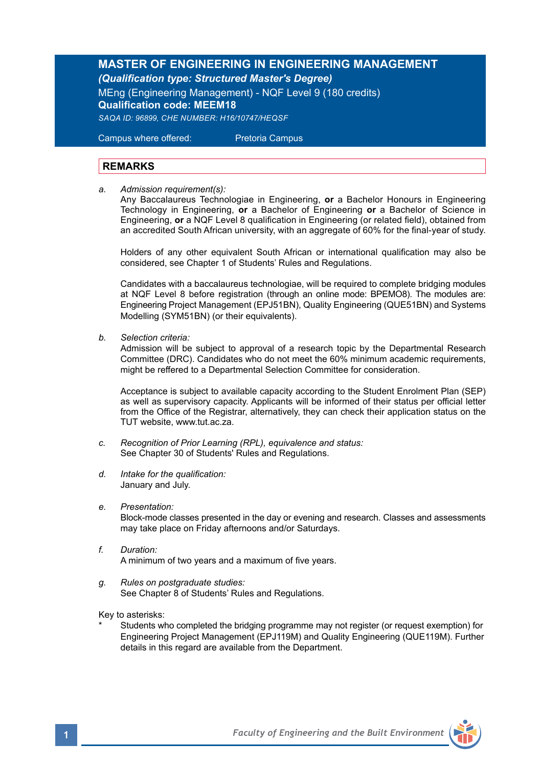# MASTER OF ENGINEERING IN ENGINEERING MANAGEMENT

***(Qualification type: Structured Master's Degree)***

MEng (Engineering Management) - NQF Level 9 (180 credits)

**Qualification code: MEEM18**

*SAQA ID: 96899, CHE NUMBER: H16/10747/HEQSF*

Campus where offered: Pretoria Campus

## REMARKS

a. *Admission requirement(s):*
   Any Baccalaureus Technologiae in Engineering, **or** a Bachelor Honours in Engineering Technology in Engineering, **or** a Bachelor of Engineering **or** a Bachelor of Science in Engineering, **or** a NQF Level 8 qualification in Engineering (or related field), obtained from an accredited South African university, with an aggregate of 60% for the final-year of study.

   Holders of any other equivalent South African or international qualification may also be considered, see Chapter 1 of Students' Rules and Regulations.

   Candidates with a baccalaureus technologiae, will be required to complete bridging modules at NQF Level 8 before registration (through an online mode: BPEMO8). The modules are: Engineering Project Management (EPJ51BN), Quality Engineering (QUE51BN) and Systems Modelling (SYM51BN) (or their equivalents).

b. *Selection criteria:*
   Admission will be subject to approval of a research topic by the Departmental Research Committee (DRC). Candidates who do not meet the 60% minimum academic requirements, might be reffered to a Departmental Selection Committee for consideration.

   Acceptance is subject to available capacity according to the Student Enrolment Plan (SEP) as well as supervisory capacity. Applicants will be informed of their status per official letter from the Office of the Registrar, alternatively, they can check their application status on the TUT website, www.tut.ac.za.

c. *Recognition of Prior Learning (RPL), equivalence and status:*
   See Chapter 30 of Students' Rules and Regulations.

d. *Intake for the qualification:*
   January and July.

e. *Presentation:*
   Block-mode classes presented in the day or evening and research. Classes and assessments may take place on Friday afternoons and/or Saturdays.

f. *Duration:*
   A minimum of two years and a maximum of five years.

g. *Rules on postgraduate studies:*
   See Chapter 8 of Students' Rules and Regulations.

Key to asterisks:

\* Students who completed the bridging programme may not register (or request exemption) for Engineering Project Management (EPJ119M) and Quality Engineering (QUE119M). Further details in this regard are available from the Department.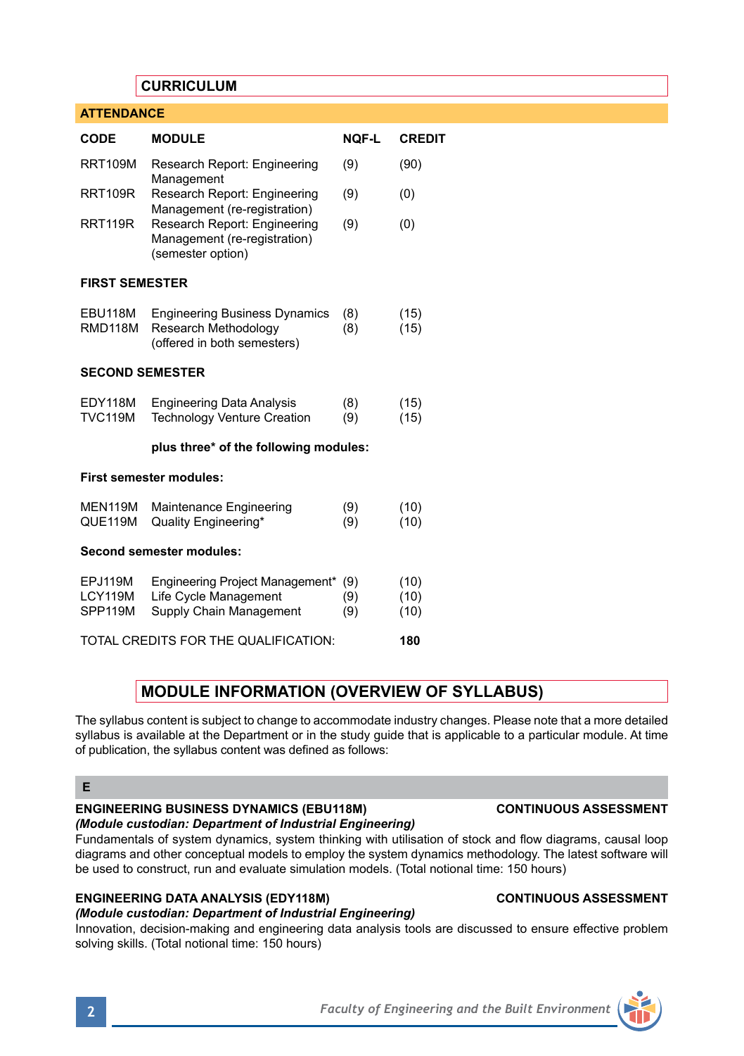## CURRICULUM

### ATTENDANCE

| CODE | MODULE | NQF-L | CREDIT |
|---|---|---|---|
| RRT109M | Research Report: Engineering Management | (9) | (90) |
| RRT109R | Research Report: Engineering Management (re-registration) | (9) | (0) |
| RRT119R | Research Report: Engineering Management (re-registration) (semester option) | (9) | (0) |
| **FIRST SEMESTER** | | | |
| EBU118M | Engineering Business Dynamics | (8) | (15) |
| RMD118M | Research Methodology (offered in both semesters) | (8) | (15) |
| **SECOND SEMESTER** | | | |
| EDY118M | Engineering Data Analysis | (8) | (15) |
| TVC119M | Technology Venture Creation | (9) | (15) |
| | **plus three* of the following modules:** | | |
| **First semester modules:** | | | |
| MEN119M | Maintenance Engineering | (9) | (10) |
| QUE119M | Quality Engineering* | (9) | (10) |
| **Second semester modules:** | | | |
| EPJ119M | Engineering Project Management* | (9) | (10) |
| LCY119M | Life Cycle Management | (9) | (10) |
| SPP119M | Supply Chain Management | (9) | (10) |
| TOTAL CREDITS FOR THE QUALIFICATION: | | | **180** |

## MODULE INFORMATION (OVERVIEW OF SYLLABUS)

The syllabus content is subject to change to accommodate industry changes. Please note that a more detailed syllabus is available at the Department or in the study guide that is applicable to a particular module. At time of publication, the syllabus content was defined as follows:

### E

**ENGINEERING BUSINESS DYNAMICS (EBU118M)** — **CONTINUOUS ASSESSMENT**

***(Module custodian: Department of Industrial Engineering)***

Fundamentals of system dynamics, system thinking with utilisation of stock and flow diagrams, causal loop diagrams and other conceptual models to employ the system dynamics methodology. The latest software will be used to construct, run and evaluate simulation models. (Total notional time: 150 hours)

**ENGINEERING DATA ANALYSIS (EDY118M)** — **CONTINUOUS ASSESSMENT**

***(Module custodian: Department of Industrial Engineering)***

Innovation, decision-making and engineering data analysis tools are discussed to ensure effective problem solving skills. (Total notional time: 150 hours)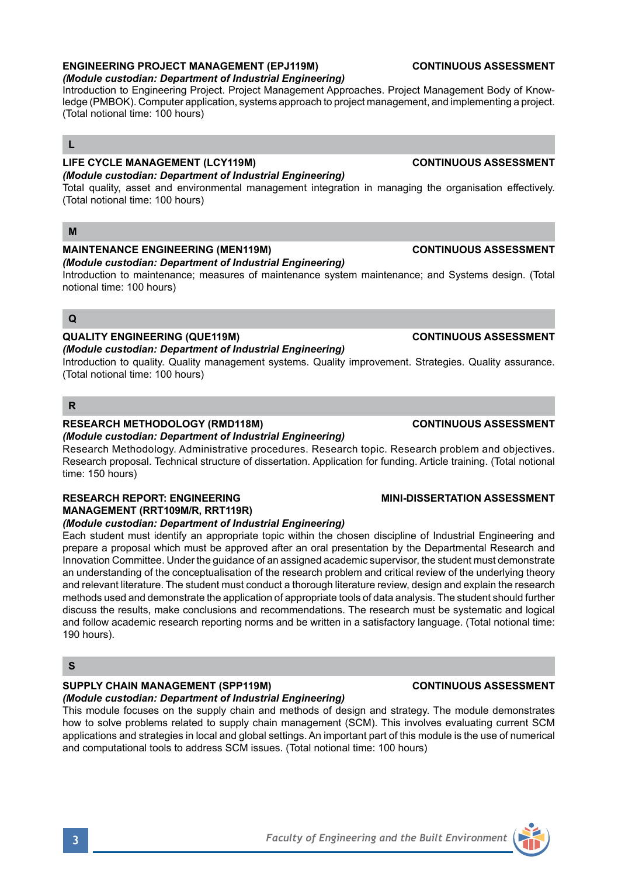**ENGINEERING PROJECT MANAGEMENT (EPJ119M)** **CONTINUOUS ASSESSMENT**

***(Module custodian: Department of Industrial Engineering)***

Introduction to Engineering Project. Project Management Approaches. Project Management Body of Knowledge (PMBOK). Computer application, systems approach to project management, and implementing a project. (Total notional time: 100 hours)

## L

**LIFE CYCLE MANAGEMENT (LCY119M)** **CONTINUOUS ASSESSMENT**

***(Module custodian: Department of Industrial Engineering)***

Total quality, asset and environmental management integration in managing the organisation effectively. (Total notional time: 100 hours)

## M

**MAINTENANCE ENGINEERING (MEN119M)** **CONTINUOUS ASSESSMENT**

***(Module custodian: Department of Industrial Engineering)***

Introduction to maintenance; measures of maintenance system maintenance; and Systems design. (Total notional time: 100 hours)

## Q

**QUALITY ENGINEERING (QUE119M)** **CONTINUOUS ASSESSMENT**

***(Module custodian: Department of Industrial Engineering)***

Introduction to quality. Quality management systems. Quality improvement. Strategies. Quality assurance. (Total notional time: 100 hours)

## R

**RESEARCH METHODOLOGY (RMD118M)** **CONTINUOUS ASSESSMENT**

***(Module custodian: Department of Industrial Engineering)***

Research Methodology. Administrative procedures. Research topic. Research problem and objectives. Research proposal. Technical structure of dissertation. Application for funding. Article training. (Total notional time: 150 hours)

**RESEARCH REPORT: ENGINEERING MANAGEMENT (RRT109M/R, RRT119R)** **MINI-DISSERTATION ASSESSMENT**

***(Module custodian: Department of Industrial Engineering)***

Each student must identify an appropriate topic within the chosen discipline of Industrial Engineering and prepare a proposal which must be approved after an oral presentation by the Departmental Research and Innovation Committee. Under the guidance of an assigned academic supervisor, the student must demonstrate an understanding of the conceptualisation of the research problem and critical review of the underlying theory and relevant literature. The student must conduct a thorough literature review, design and explain the research methods used and demonstrate the application of appropriate tools of data analysis. The student should further discuss the results, make conclusions and recommendations. The research must be systematic and logical and follow academic research reporting norms and be written in a satisfactory language. (Total notional time: 190 hours).

## S

**SUPPLY CHAIN MANAGEMENT (SPP119M)** **CONTINUOUS ASSESSMENT**

***(Module custodian: Department of Industrial Engineering)***

This module focuses on the supply chain and methods of design and strategy. The module demonstrates how to solve problems related to supply chain management (SCM). This involves evaluating current SCM applications and strategies in local and global settings. An important part of this module is the use of numerical and computational tools to address SCM issues. (Total notional time: 100 hours)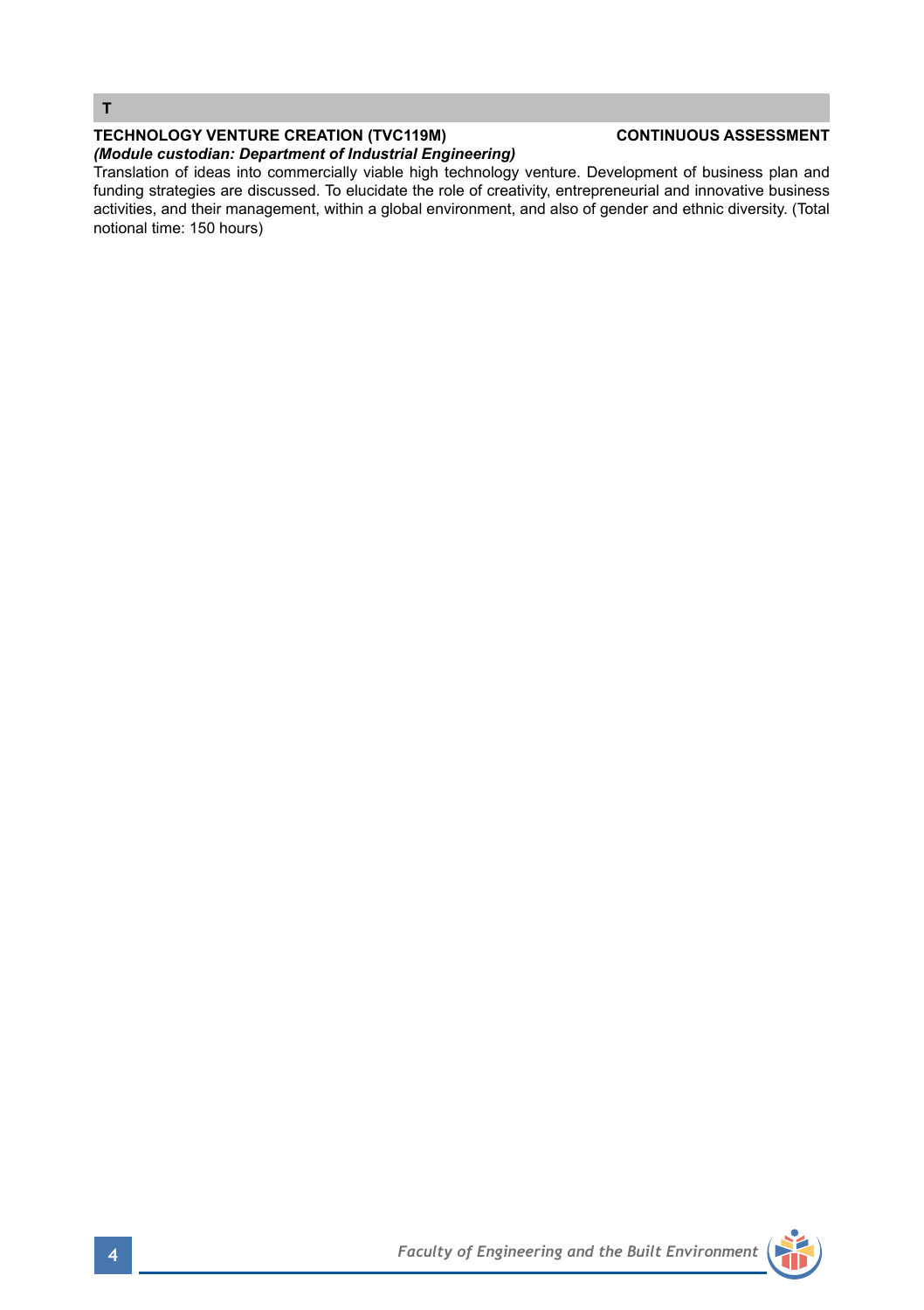## T

**TECHNOLOGY VENTURE CREATION (TVC119M)** **CONTINUOUS ASSESSMENT**

***(Module custodian: Department of Industrial Engineering)***

Translation of ideas into commercially viable high technology venture. Development of business plan and funding strategies are discussed. To elucidate the role of creativity, entrepreneurial and innovative business activities, and their management, within a global environment, and also of gender and ethnic diversity. (Total notional time: 150 hours)